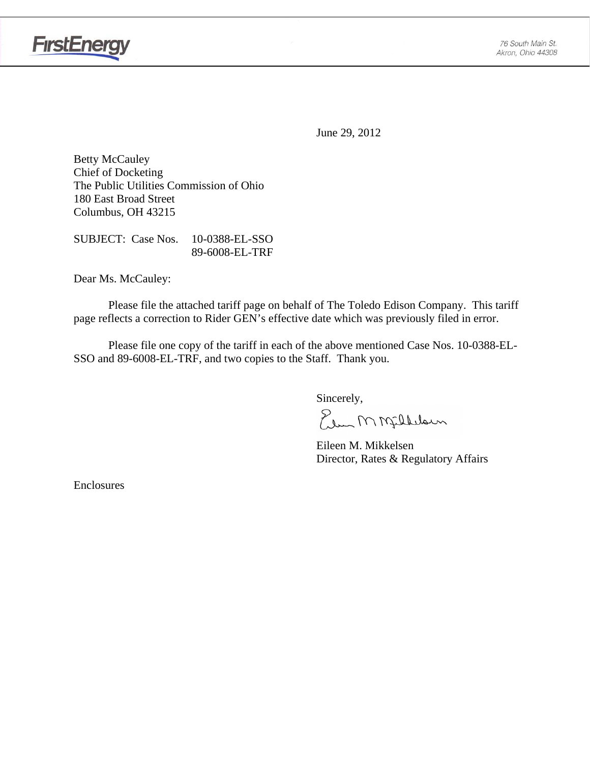FirstEnergy

76 South Main St.
Akron, Ohio 44308

June 29, 2012

Betty McCauley
Chief of Docketing
The Public Utilities Commission of Ohio
180 East Broad Street
Columbus, OH 43215

SUBJECT: Case Nos. 10-0388-EL-SSO
89-6008-EL-TRF

Dear Ms. McCauley:

Please file the attached tariff page on behalf of The Toledo Edison Company. This tariff page reflects a correction to Rider GEN's effective date which was previously filed in error.

Please file one copy of the tariff in each of the above mentioned Case Nos. 10-0388-EL-SSO and 89-6008-EL-TRF, and two copies to the Staff. Thank you.

Sincerely,

Eileen M. Mikkelsen
Director, Rates & Regulatory Affairs

Enclosures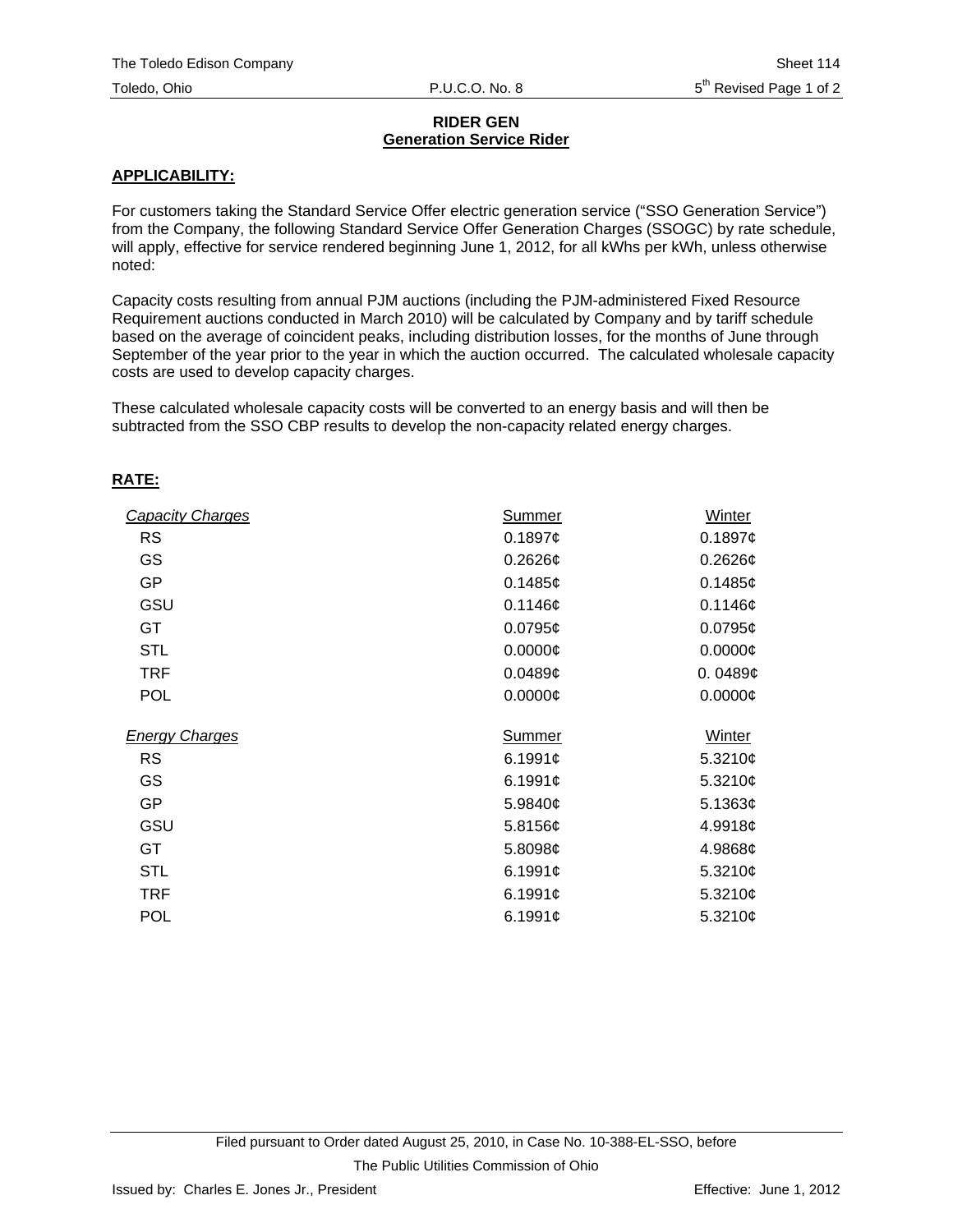**RIDER GEN**
**Generation Service Rider**

**APPLICABILITY:**

For customers taking the Standard Service Offer electric generation service ("SSO Generation Service") from the Company, the following Standard Service Offer Generation Charges (SSOGC) by rate schedule, will apply, effective for service rendered beginning June 1, 2012, for all kWhs per kWh, unless otherwise noted:

Capacity costs resulting from annual PJM auctions (including the PJM-administered Fixed Resource Requirement auctions conducted in March 2010) will be calculated by Company and by tariff schedule based on the average of coincident peaks, including distribution losses, for the months of June through September of the year prior to the year in which the auction occurred. The calculated wholesale capacity costs are used to develop capacity charges.

These calculated wholesale capacity costs will be converted to an energy basis and will then be subtracted from the SSO CBP results to develop the non-capacity related energy charges.

**RATE:**

| *Capacity Charges* | Summer | Winter |
|---|---|---|
| RS | 0.1897¢ | 0.1897¢ |
| GS | 0.2626¢ | 0.2626¢ |
| GP | 0.1485¢ | 0.1485¢ |
| GSU | 0.1146¢ | 0.1146¢ |
| GT | 0.0795¢ | 0.0795¢ |
| STL | 0.0000¢ | 0.0000¢ |
| TRF | 0.0489¢ | 0. 0489¢ |
| POL | 0.0000¢ | 0.0000¢ |

| *Energy Charges* | Summer | Winter |
|---|---|---|
| RS | 6.1991¢ | 5.3210¢ |
| GS | 6.1991¢ | 5.3210¢ |
| GP | 5.9840¢ | 5.1363¢ |
| GSU | 5.8156¢ | 4.9918¢ |
| GT | 5.8098¢ | 4.9868¢ |
| STL | 6.1991¢ | 5.3210¢ |
| TRF | 6.1991¢ | 5.3210¢ |
| POL | 6.1991¢ | 5.3210¢ |

Filed pursuant to Order dated August 25, 2010, in Case No. 10-388-EL-SSO, before The Public Utilities Commission of Ohio

Issued by: Charles E. Jones Jr., President

Effective: June 1, 2012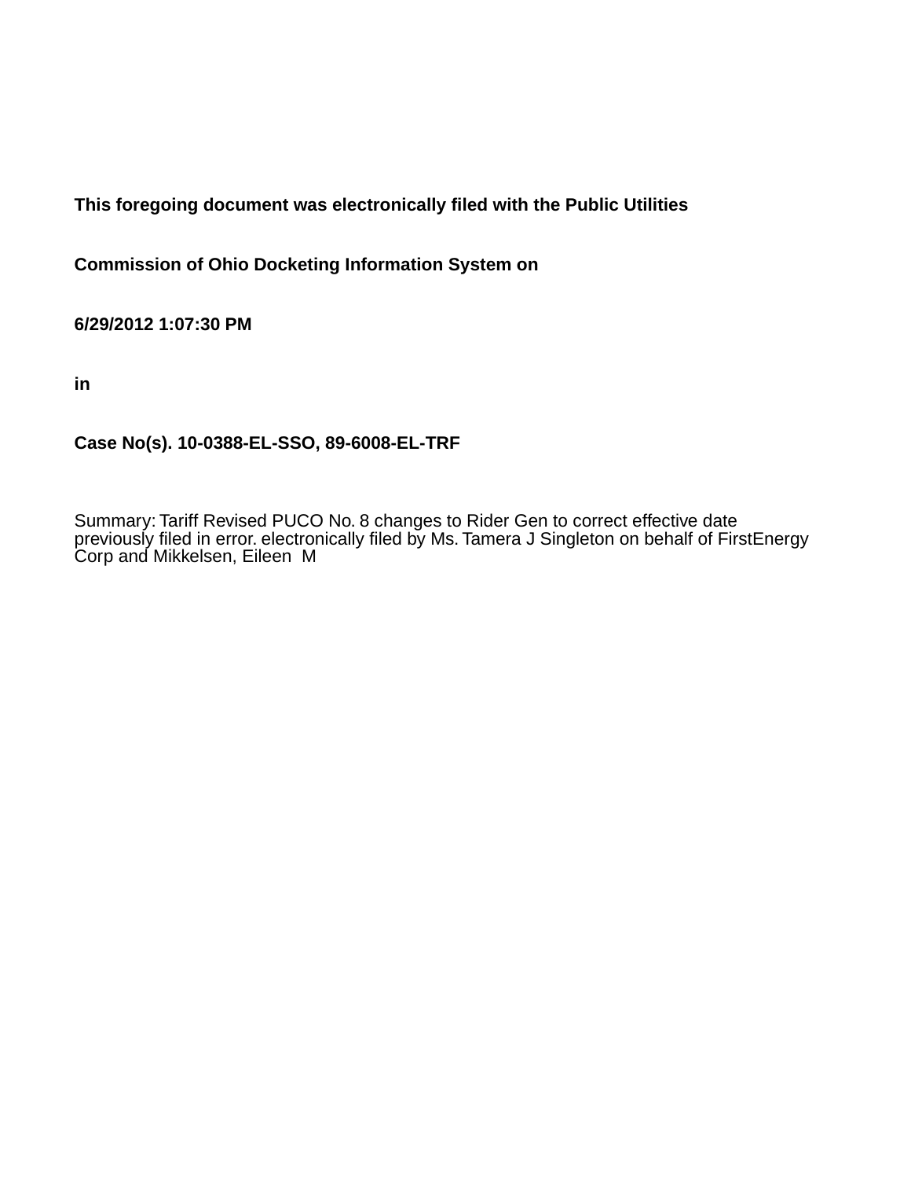**This foregoing document was electronically filed with the Public Utilities**

**Commission of Ohio Docketing Information System on**

**6/29/2012 1:07:30 PM**

**in**

**Case No(s). 10-0388-EL-SSO, 89-6008-EL-TRF**

Summary: Tariff Revised PUCO No. 8 changes to Rider Gen to correct effective date previously filed in error. electronically filed by Ms. Tamera J Singleton on behalf of FirstEnergy Corp and Mikkelsen, Eileen M